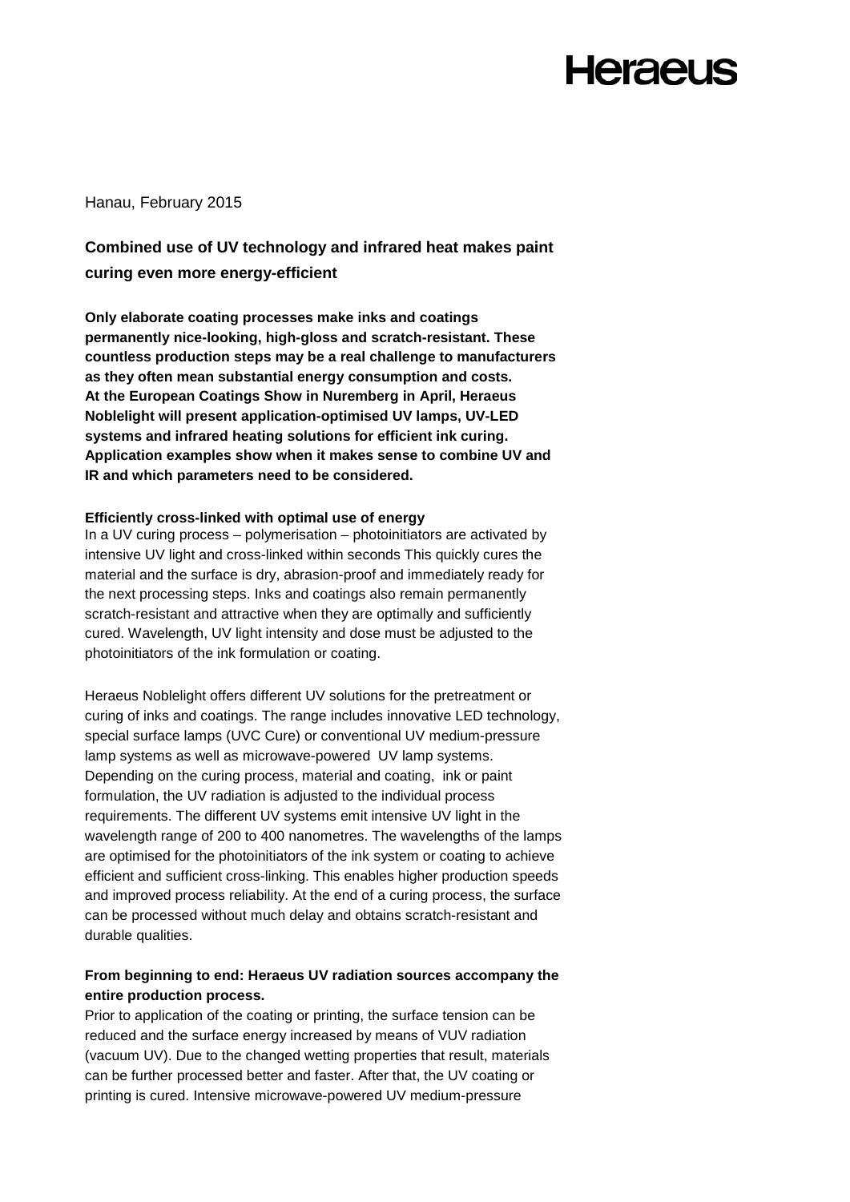Hanau, February 2015

# Combined use of UV technology and infrared heat makes paint curing even more energy-efficient

**Only elaborate coating processes make inks and coatings permanently nice-looking, high-gloss and scratch-resistant. These countless production steps may be a real challenge to manufacturers as they often mean substantial energy consumption and costs. At the European Coatings Show in Nuremberg in April, Heraeus Noblelight will present application-optimised UV lamps, UV-LED systems and infrared heating solutions for efficient ink curing. Application examples show when it makes sense to combine UV and IR and which parameters need to be considered.**

## Efficiently cross-linked with optimal use of energy

In a UV curing process – polymerisation – photoinitiators are activated by intensive UV light and cross-linked within seconds This quickly cures the material and the surface is dry, abrasion-proof and immediately ready for the next processing steps. Inks and coatings also remain permanently scratch-resistant and attractive when they are optimally and sufficiently cured. Wavelength, UV light intensity and dose must be adjusted to the photoinitiators of the ink formulation or coating.

Heraeus Noblelight offers different UV solutions for the pretreatment or curing of inks and coatings. The range includes innovative LED technology, special surface lamps (UVC Cure) or conventional UV medium-pressure lamp systems as well as microwave-powered UV lamp systems. Depending on the curing process, material and coating, ink or paint formulation, the UV radiation is adjusted to the individual process requirements. The different UV systems emit intensive UV light in the wavelength range of 200 to 400 nanometres. The wavelengths of the lamps are optimised for the photoinitiators of the ink system or coating to achieve efficient and sufficient cross-linking. This enables higher production speeds and improved process reliability. At the end of a curing process, the surface can be processed without much delay and obtains scratch-resistant and durable qualities.

## From beginning to end: Heraeus UV radiation sources accompany the entire production process.

Prior to application of the coating or printing, the surface tension can be reduced and the surface energy increased by means of VUV radiation (vacuum UV). Due to the changed wetting properties that result, materials can be further processed better and faster. After that, the UV coating or printing is cured. Intensive microwave-powered UV medium-pressure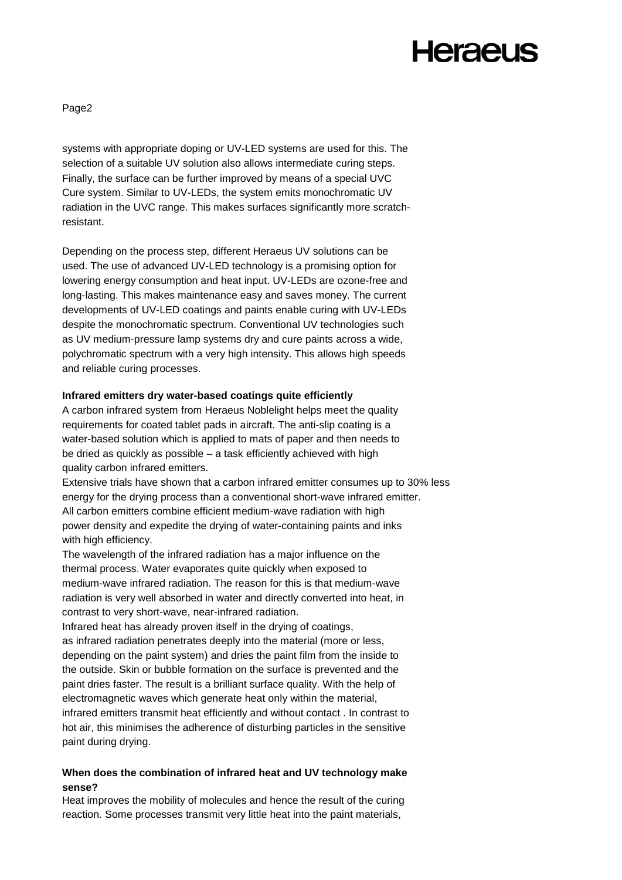systems with appropriate doping or UV-LED systems are used for this. The selection of a suitable UV solution also allows intermediate curing steps. Finally, the surface can be further improved by means of a special UVC Cure system. Similar to UV-LEDs, the system emits monochromatic UV radiation in the UVC range. This makes surfaces significantly more scratch-resistant.

Depending on the process step, different Heraeus UV solutions can be used. The use of advanced UV-LED technology is a promising option for lowering energy consumption and heat input. UV-LEDs are ozone-free and long-lasting. This makes maintenance easy and saves money. The current developments of UV-LED coatings and paints enable curing with UV-LEDs despite the monochromatic spectrum. Conventional UV technologies such as UV medium-pressure lamp systems dry and cure paints across a wide, polychromatic spectrum with a very high intensity. This allows high speeds and reliable curing processes.

**Infrared emitters dry water-based coatings quite efficiently**

A carbon infrared system from Heraeus Noblelight helps meet the quality requirements for coated tablet pads in aircraft. The anti-slip coating is a water-based solution which is applied to mats of paper and then needs to be dried as quickly as possible – a task efficiently achieved with high quality carbon infrared emitters.

Extensive trials have shown that a carbon infrared emitter consumes up to 30% less energy for the drying process than a conventional short-wave infrared emitter. All carbon emitters combine efficient medium-wave radiation with high power density and expedite the drying of water-containing paints and inks with high efficiency.

The wavelength of the infrared radiation has a major influence on the thermal process. Water evaporates quite quickly when exposed to medium-wave infrared radiation. The reason for this is that medium-wave radiation is very well absorbed in water and directly converted into heat, in contrast to very short-wave, near-infrared radiation.

Infrared heat has already proven itself in the drying of coatings, as infrared radiation penetrates deeply into the material (more or less, depending on the paint system) and dries the paint film from the inside to the outside. Skin or bubble formation on the surface is prevented and the paint dries faster. The result is a brilliant surface quality. With the help of electromagnetic waves which generate heat only within the material, infrared emitters transmit heat efficiently and without contact . In contrast to hot air, this minimises the adherence of disturbing particles in the sensitive paint during drying.

**When does the combination of infrared heat and UV technology make sense?**

Heat improves the mobility of molecules and hence the result of the curing reaction. Some processes transmit very little heat into the paint materials,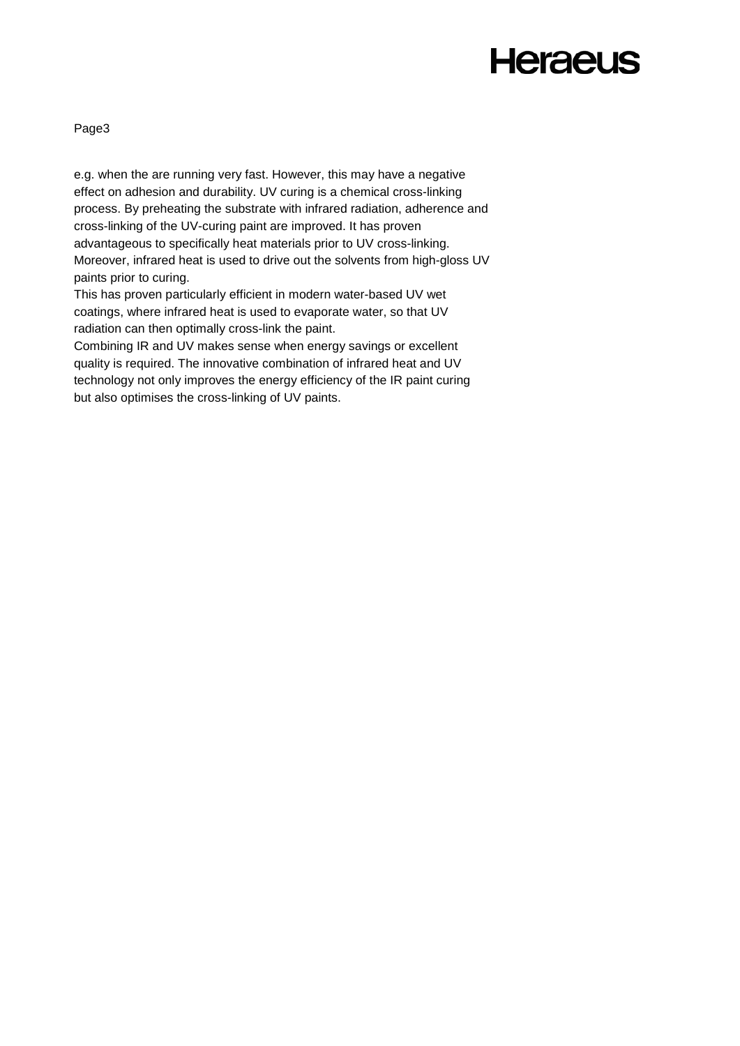e.g. when the are running very fast. However, this may have a negative effect on adhesion and durability. UV curing is a chemical cross-linking process. By preheating the substrate with infrared radiation, adherence and cross-linking of the UV-curing paint are improved. It has proven advantageous to specifically heat materials prior to UV cross-linking. Moreover, infrared heat is used to drive out the solvents from high-gloss UV paints prior to curing.

This has proven particularly efficient in modern water-based UV wet coatings, where infrared heat is used to evaporate water, so that UV radiation can then optimally cross-link the paint.

Combining IR and UV makes sense when energy savings or excellent quality is required. The innovative combination of infrared heat and UV technology not only improves the energy efficiency of the IR paint curing but also optimises the cross-linking of UV paints.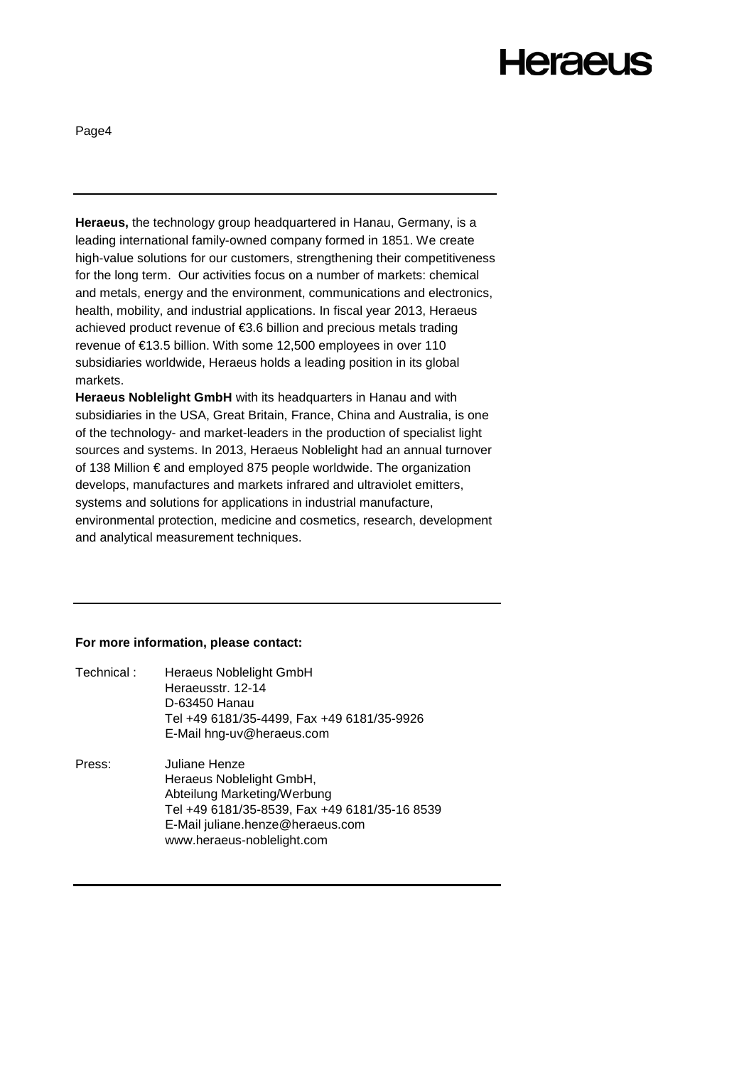---

**Heraeus,** the technology group headquartered in Hanau, Germany, is a leading international family-owned company formed in 1851. We create high-value solutions for our customers, strengthening their competitiveness for the long term. Our activities focus on a number of markets: chemical and metals, energy and the environment, communications and electronics, health, mobility, and industrial applications. In fiscal year 2013, Heraeus achieved product revenue of €3.6 billion and precious metals trading revenue of €13.5 billion. With some 12,500 employees in over 110 subsidiaries worldwide, Heraeus holds a leading position in its global markets.

**Heraeus Noblelight GmbH** with its headquarters in Hanau and with subsidiaries in the USA, Great Britain, France, China and Australia, is one of the technology- and market-leaders in the production of specialist light sources and systems. In 2013, Heraeus Noblelight had an annual turnover of 138 Million € and employed 875 people worldwide. The organization develops, manufactures and markets infrared and ultraviolet emitters, systems and solutions for applications in industrial manufacture, environmental protection, medicine and cosmetics, research, development and analytical measurement techniques.

---

**For more information, please contact:**

Technical :
Heraeus Noblelight GmbH
Heraeusstr. 12-14
D-63450 Hanau
Tel +49 6181/35-4499, Fax +49 6181/35-9926
E-Mail hng-uv@heraeus.com

Press:
Juliane Henze
Heraeus Noblelight GmbH,
Abteilung Marketing/Werbung
Tel +49 6181/35-8539, Fax +49 6181/35-16 8539
E-Mail juliane.henze@heraeus.com
www.heraeus-noblelight.com

---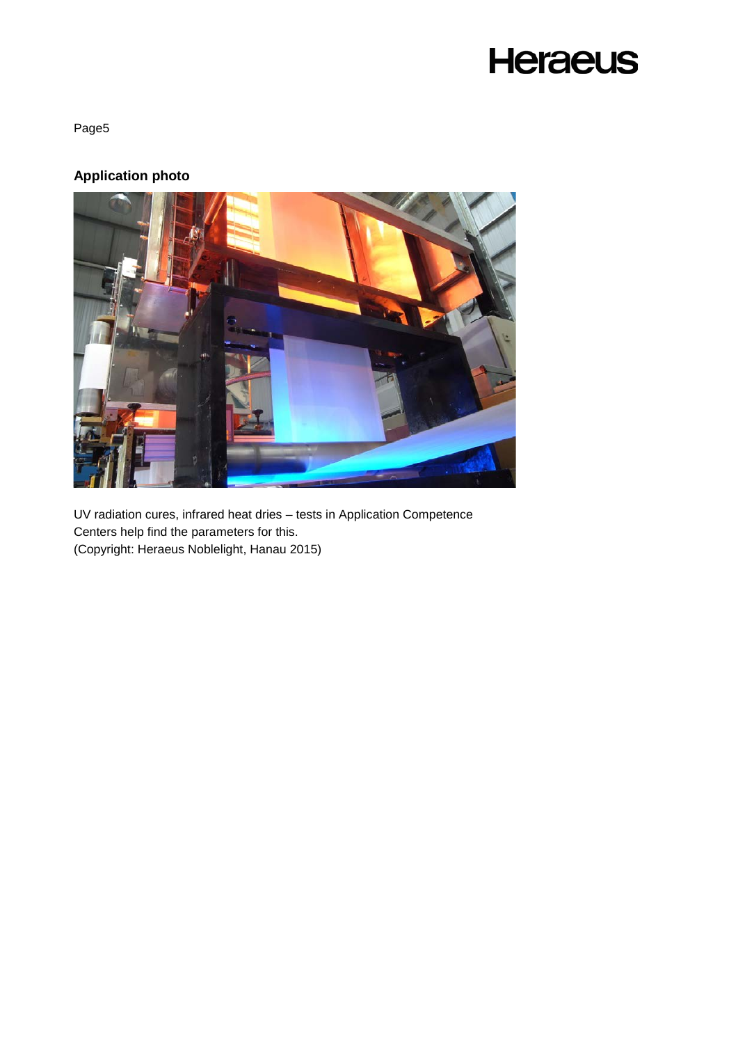**Application photo**

UV radiation cures, infrared heat dries – tests in Application Competence Centers help find the parameters for this.
(Copyright: Heraeus Noblelight, Hanau 2015)